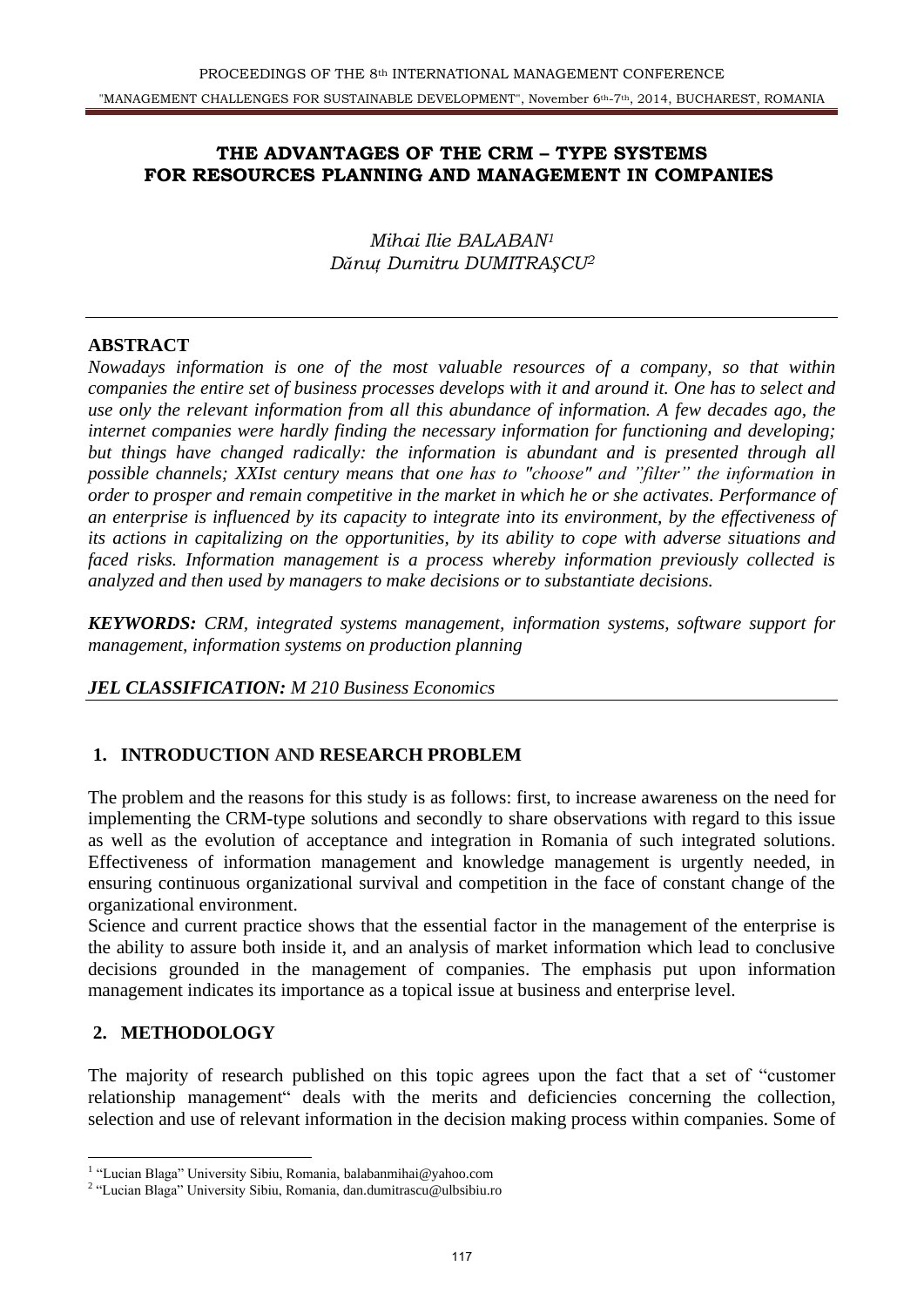# THE ADVANTAGES OF THE CRM – TYPE SYSTEMS FOR RESOURCES PLANNING AND MANAGEMENT IN COMPANIES

*Mihai Ilie BALABAN*[1]
*Dănuț Dumitru DUMITRAŞCU*[2]

## ABSTRACT

*Nowadays information is one of the most valuable resources of a company, so that within companies the entire set of business processes develops with it and around it. One has to select and use only the relevant information from all this abundance of information. A few decades ago, the internet companies were hardly finding the necessary information for functioning and developing; but things have changed radically: the information is abundant and is presented through all possible channels; XXIst century means that one has to "choose" and "filter" the information in order to prosper and remain competitive in the market in which he or she activates. Performance of an enterprise is influenced by its capacity to integrate into its environment, by the effectiveness of its actions in capitalizing on the opportunities, by its ability to cope with adverse situations and faced risks. Information management is a process whereby information previously collected is analyzed and then used by managers to make decisions or to substantiate decisions.*

***KEYWORDS:*** *CRM, integrated systems management, information systems, software support for management, information systems on production planning*

***JEL CLASSIFICATION:*** *M 210 Business Economics*

## 1. INTRODUCTION AND RESEARCH PROBLEM

The problem and the reasons for this study is as follows: first, to increase awareness on the need for implementing the CRM-type solutions and secondly to share observations with regard to this issue as well as the evolution of acceptance and integration in Romania of such integrated solutions. Effectiveness of information management and knowledge management is urgently needed, in ensuring continuous organizational survival and competition in the face of constant change of the organizational environment.

Science and current practice shows that the essential factor in the management of the enterprise is the ability to assure both inside it, and an analysis of market information which lead to conclusive decisions grounded in the management of companies. The emphasis put upon information management indicates its importance as a topical issue at business and enterprise level.

## 2. METHODOLOGY

The majority of research published on this topic agrees upon the fact that a set of "customer relationship management" deals with the merits and deficiencies concerning the collection, selection and use of relevant information in the decision making process within companies. Some of

---

[1] "Lucian Blaga" University Sibiu, Romania, balabanmihai@yahoo.com

[2] "Lucian Blaga" University Sibiu, Romania, dan.dumitrascu@ulbsibiu.ro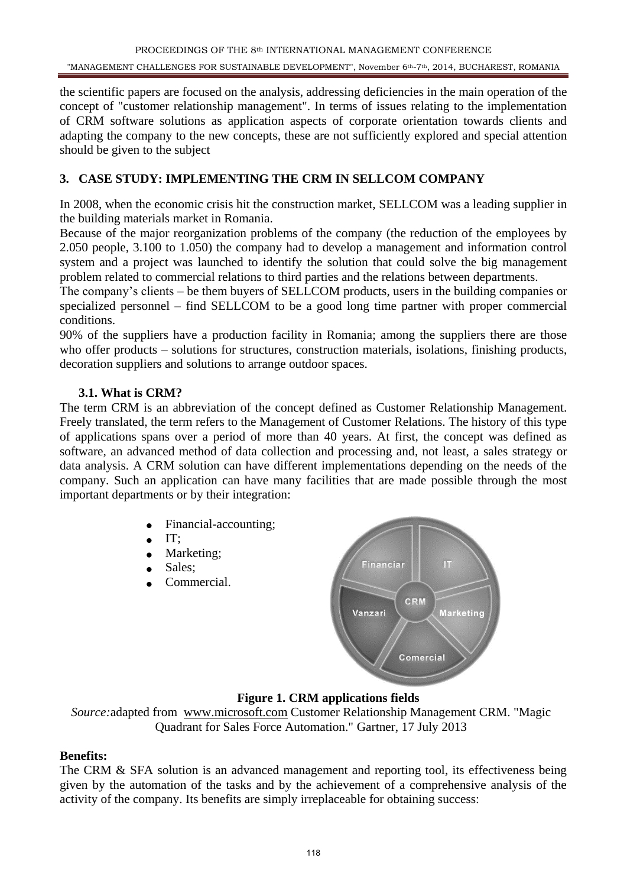the scientific papers are focused on the analysis, addressing deficiencies in the main operation of the concept of "customer relationship management". In terms of issues relating to the implementation of CRM software solutions as application aspects of corporate orientation towards clients and adapting the company to the new concepts, these are not sufficiently explored and special attention should be given to the subject

## 3. CASE STUDY: IMPLEMENTING THE CRM IN SELLCOM COMPANY

In 2008, when the economic crisis hit the construction market, SELLCOM was a leading supplier in the building materials market in Romania.

Because of the major reorganization problems of the company (the reduction of the employees by 2.050 people, 3.100 to 1.050) the company had to develop a management and information control system and a project was launched to identify the solution that could solve the big management problem related to commercial relations to third parties and the relations between departments.

The company's clients – be them buyers of SELLCOM products, users in the building companies or specialized personnel – find SELLCOM to be a good long time partner with proper commercial conditions.

90% of the suppliers have a production facility in Romania; among the suppliers there are those who offer products – solutions for structures, construction materials, isolations, finishing products, decoration suppliers and solutions to arrange outdoor spaces.

### 3.1. What is CRM?

The term CRM is an abbreviation of the concept defined as Customer Relationship Management. Freely translated, the term refers to the Management of Customer Relations. The history of this type of applications spans over a period of more than 40 years. At first, the concept was defined as software, an advanced method of data collection and processing and, not least, a sales strategy or data analysis. A CRM solution can have different implementations depending on the needs of the company. Such an application can have many facilities that are made possible through the most important departments or by their integration:

- Financial-accounting;
- IT;
- Marketing;
- Sales;
- Commercial.

Financiar | IT | CRM | Vanzari | Marketing | Comercial

**Figure 1. CRM applications fields**

*Source:* adapted from www.microsoft.com Customer Relationship Management CRM. "Magic Quadrant for Sales Force Automation." Gartner, 17 July 2013

**Benefits:**

The CRM & SFA solution is an advanced management and reporting tool, its effectiveness being given by the automation of the tasks and by the achievement of a comprehensive analysis of the activity of the company. Its benefits are simply irreplaceable for obtaining success: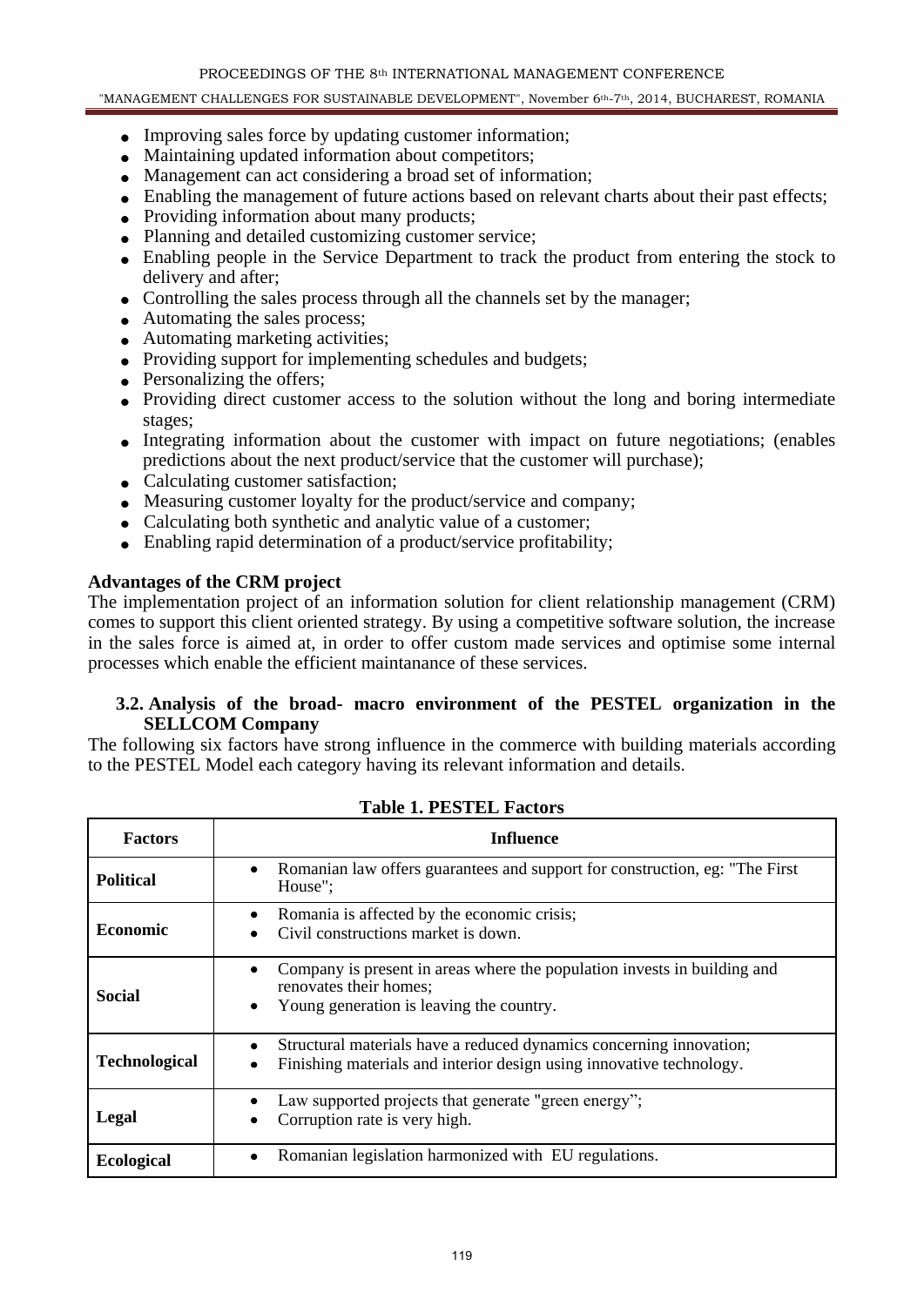- Improving sales force by updating customer information;
- Maintaining updated information about competitors;
- Management can act considering a broad set of information;
- Enabling the management of future actions based on relevant charts about their past effects;
- Providing information about many products;
- Planning and detailed customizing customer service;
- Enabling people in the Service Department to track the product from entering the stock to delivery and after;
- Controlling the sales process through all the channels set by the manager;
- Automating the sales process;
- Automating marketing activities;
- Providing support for implementing schedules and budgets;
- Personalizing the offers;
- Providing direct customer access to the solution without the long and boring intermediate stages;
- Integrating information about the customer with impact on future negotiations; (enables predictions about the next product/service that the customer will purchase);
- Calculating customer satisfaction;
- Measuring customer loyalty for the product/service and company;
- Calculating both synthetic and analytic value of a customer;
- Enabling rapid determination of a product/service profitability;

**Advantages of the CRM project**

The implementation project of an information solution for client relationship management (CRM) comes to support this client oriented strategy. By using a competitive software solution, the increase in the sales force is aimed at, in order to offer custom made services and optimise some internal processes which enable the efficient maintanance of these services.

### 3.2. Analysis of the broad- macro environment of the PESTEL organization in the SELLCOM Company

The following six factors have strong influence in the commerce with building materials according to the PESTEL Model each category having its relevant information and details.

**Table 1. PESTEL Factors**

| Factors | Influence |
|---|---|
| **Political** | • Romanian law offers guarantees and support for construction, eg: "The First House"; |
| **Economic** | • Romania is affected by the economic crisis;<br>• Civil constructions market is down. |
| **Social** | • Company is present in areas where the population invests in building and renovates their homes;<br>• Young generation is leaving the country. |
| **Technological** | • Structural materials have a reduced dynamics concerning innovation;<br>• Finishing materials and interior design using innovative technology. |
| **Legal** | • Law supported projects that generate "green energy";<br>• Corruption rate is very high. |
| **Ecological** | • Romanian legislation harmonized with EU regulations. |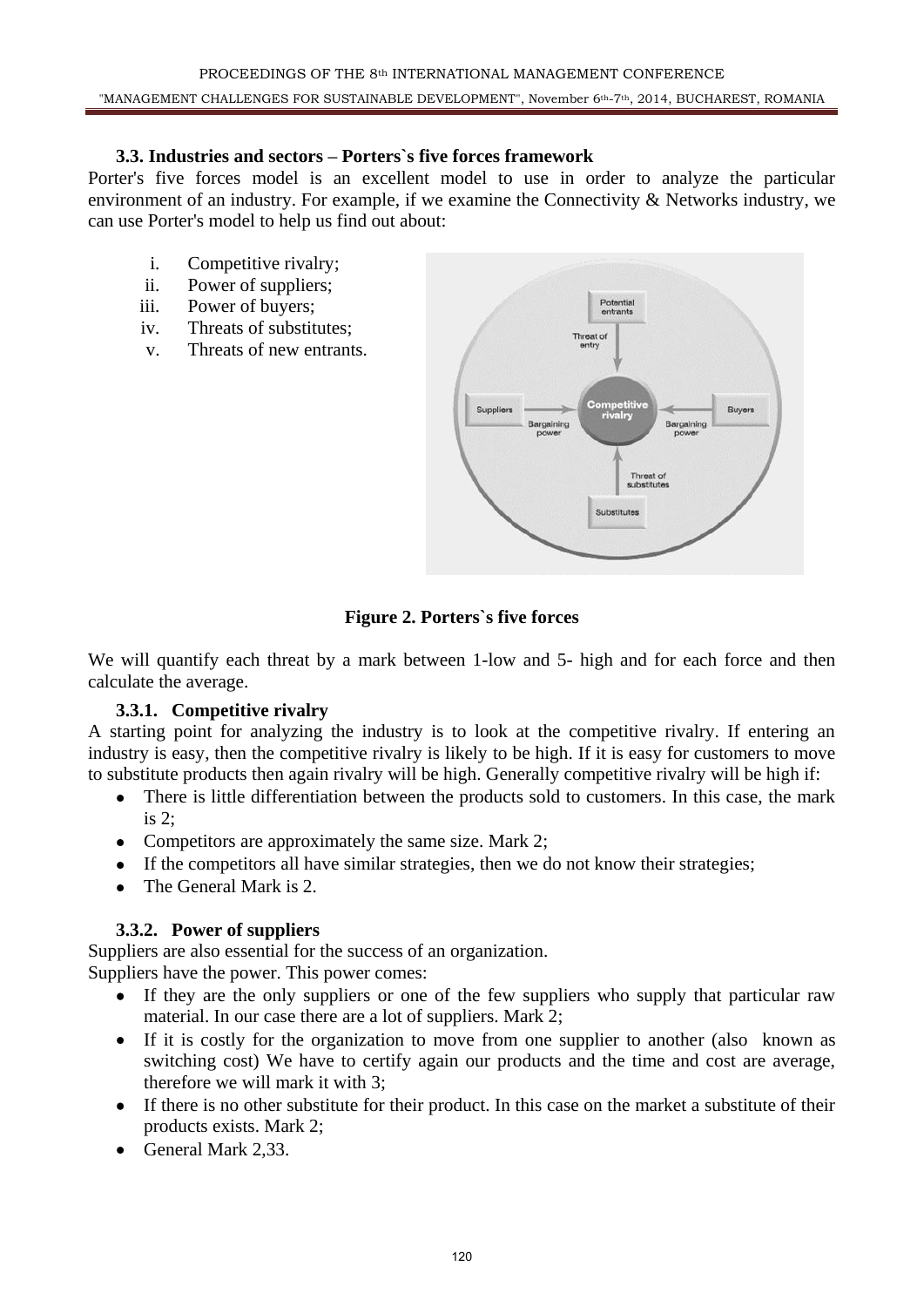### 3.3. Industries and sectors – Porters`s five forces framework

Porter's five forces model is an excellent model to use in order to analyze the particular environment of an industry. For example, if we examine the Connectivity & Networks industry, we can use Porter's model to help us find out about:

i. Competitive rivalry;
ii. Power of suppliers;
iii. Power of buyers;
iv. Threats of substitutes;
v. Threats of new entrants.

**Figure 2. Porters`s five forces**

We will quantify each threat by a mark between 1-low and 5- high and for each force and then calculate the average.

#### 3.3.1. Competitive rivalry

A starting point for analyzing the industry is to look at the competitive rivalry. If entering an industry is easy, then the competitive rivalry is likely to be high. If it is easy for customers to move to substitute products then again rivalry will be high. Generally competitive rivalry will be high if:

- There is little differentiation between the products sold to customers. In this case, the mark is 2;
- Competitors are approximately the same size. Mark 2;
- If the competitors all have similar strategies, then we do not know their strategies;
- The General Mark is 2.

#### 3.3.2. Power of suppliers

Suppliers are also essential for the success of an organization.

Suppliers have the power. This power comes:

- If they are the only suppliers or one of the few suppliers who supply that particular raw material. In our case there are a lot of suppliers. Mark 2;
- If it is costly for the organization to move from one supplier to another (also known as switching cost) We have to certify again our products and the time and cost are average, therefore we will mark it with 3;
- If there is no other substitute for their product. In this case on the market a substitute of their products exists. Mark 2;
- General Mark 2,33.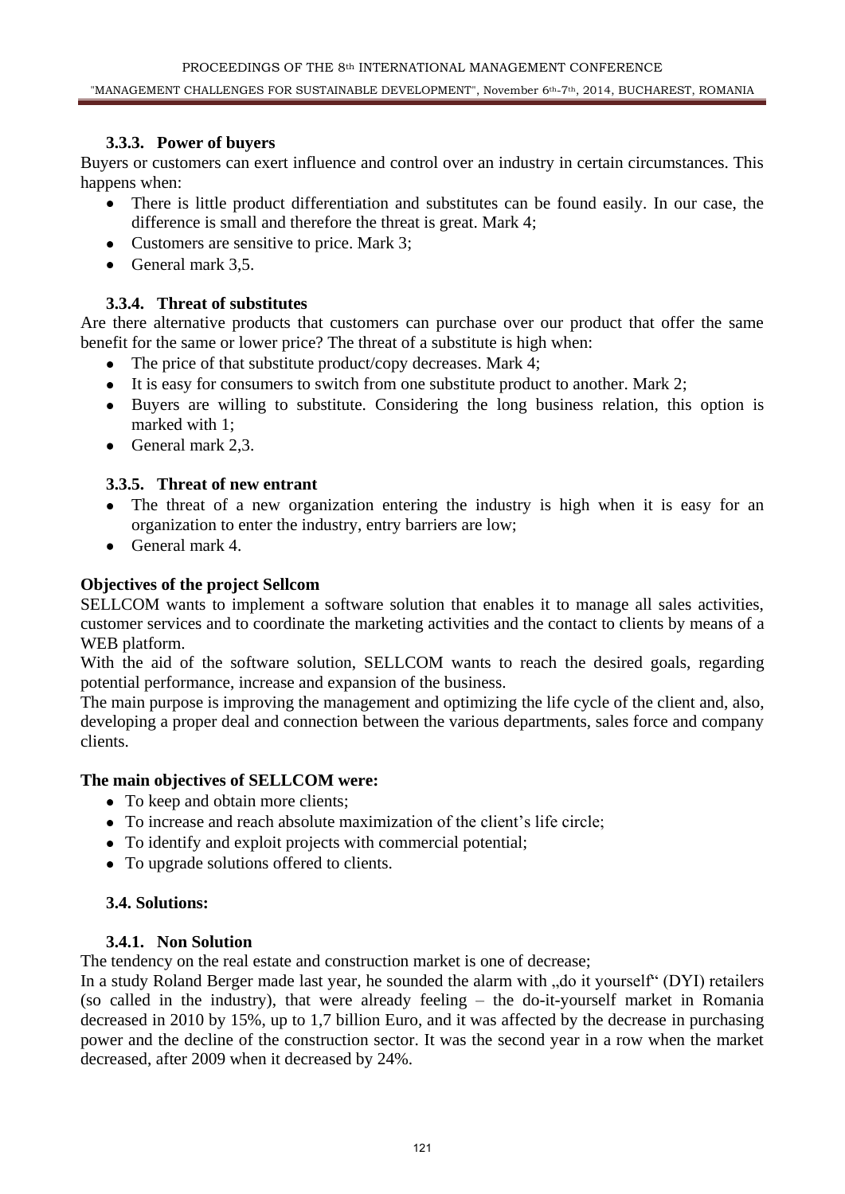### 3.3.3. Power of buyers

Buyers or customers can exert influence and control over an industry in certain circumstances. This happens when:

- There is little product differentiation and substitutes can be found easily. In our case, the difference is small and therefore the threat is great. Mark 4;
- Customers are sensitive to price. Mark 3;
- General mark 3,5.

### 3.3.4. Threat of substitutes

Are there alternative products that customers can purchase over our product that offer the same benefit for the same or lower price? The threat of a substitute is high when:

- The price of that substitute product/copy decreases. Mark 4;
- It is easy for consumers to switch from one substitute product to another. Mark 2;
- Buyers are willing to substitute. Considering the long business relation, this option is marked with 1;
- General mark 2,3.

### 3.3.5. Threat of new entrant

- The threat of a new organization entering the industry is high when it is easy for an organization to enter the industry, entry barriers are low;
- General mark 4.

**Objectives of the project Sellcom**

SELLCOM wants to implement a software solution that enables it to manage all sales activities, customer services and to coordinate the marketing activities and the contact to clients by means of a WEB platform.

With the aid of the software solution, SELLCOM wants to reach the desired goals, regarding potential performance, increase and expansion of the business.

The main purpose is improving the management and optimizing the life cycle of the client and, also, developing a proper deal and connection between the various departments, sales force and company clients.

**The main objectives of SELLCOM were:**

- To keep and obtain more clients;
- To increase and reach absolute maximization of the client's life circle;
- To identify and exploit projects with commercial potential;
- To upgrade solutions offered to clients.

### 3.4. Solutions:

### 3.4.1. Non Solution

The tendency on the real estate and construction market is one of decrease;

In a study Roland Berger made last year, he sounded the alarm with „do it yourself" (DYI) retailers (so called in the industry), that were already feeling – the do-it-yourself market in Romania decreased in 2010 by 15%, up to 1,7 billion Euro, and it was affected by the decrease in purchasing power and the decline of the construction sector. It was the second year in a row when the market decreased, after 2009 when it decreased by 24%.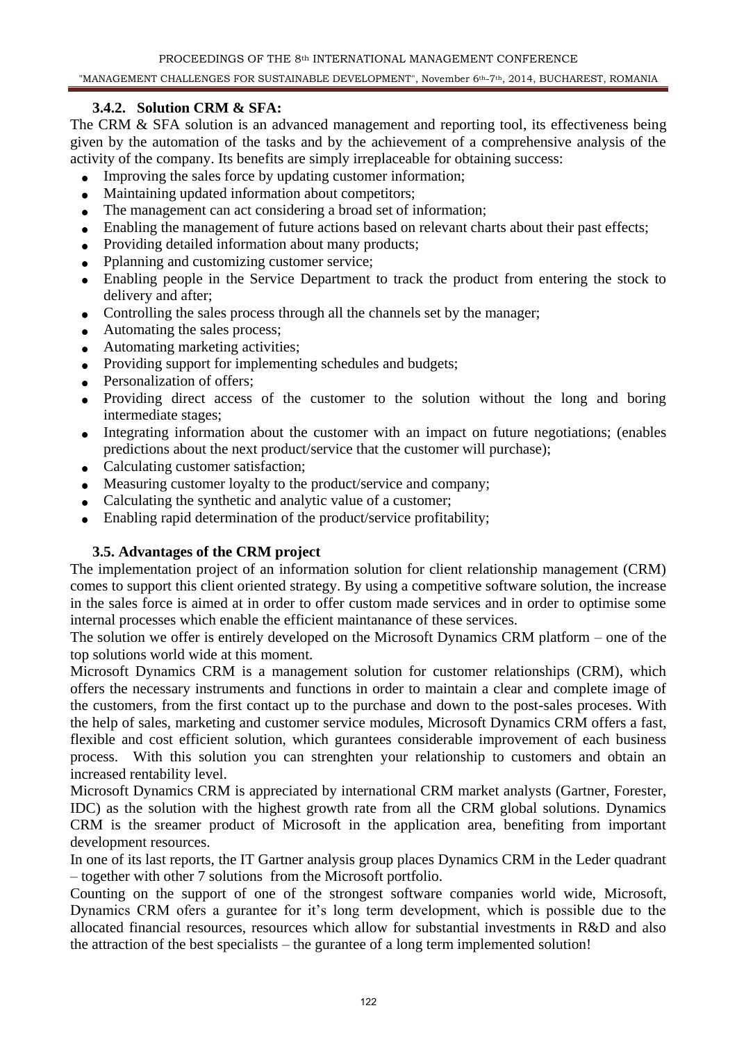### 3.4.2. Solution CRM & SFA:

The CRM & SFA solution is an advanced management and reporting tool, its effectiveness being given by the automation of the tasks and by the achievement of a comprehensive analysis of the activity of the company. Its benefits are simply irreplaceable for obtaining success:

- Improving the sales force by updating customer information;
- Maintaining updated information about competitors;
- The management can act considering a broad set of information;
- Enabling the management of future actions based on relevant charts about their past effects;
- Providing detailed information about many products;
- Pplanning and customizing customer service;
- Enabling people in the Service Department to track the product from entering the stock to delivery and after;
- Controlling the sales process through all the channels set by the manager;
- Automating the sales process;
- Automating marketing activities;
- Providing support for implementing schedules and budgets;
- Personalization of offers;
- Providing direct access of the customer to the solution without the long and boring intermediate stages;
- Integrating information about the customer with an impact on future negotiations; (enables predictions about the next product/service that the customer will purchase);
- Calculating customer satisfaction;
- Measuring customer loyalty to the product/service and company;
- Calculating the synthetic and analytic value of a customer;
- Enabling rapid determination of the product/service profitability;

### 3.5. Advantages of the CRM project

The implementation project of an information solution for client relationship management (CRM) comes to support this client oriented strategy. By using a competitive software solution, the increase in the sales force is aimed at in order to offer custom made services and in order to optimise some internal processes which enable the efficient maintanance of these services.

The solution we offer is entirely developed on the Microsoft Dynamics CRM platform – one of the top solutions world wide at this moment.

Microsoft Dynamics CRM is a management solution for customer relationships (CRM), which offers the necessary instruments and functions in order to maintain a clear and complete image of the customers, from the first contact up to the purchase and down to the post-sales proceses. With the help of sales, marketing and customer service modules, Microsoft Dynamics CRM offers a fast, flexible and cost efficient solution, which gurantees considerable improvement of each business process. With this solution you can strenghten your relationship to customers and obtain an increased rentability level.

Microsoft Dynamics CRM is appreciated by international CRM market analysts (Gartner, Forester, IDC) as the solution with the highest growth rate from all the CRM global solutions. Dynamics CRM is the sreamer product of Microsoft in the application area, benefiting from important development resources.

In one of its last reports, the IT Gartner analysis group places Dynamics CRM in the Leder quadrant – together with other 7 solutions from the Microsoft portfolio.

Counting on the support of one of the strongest software companies world wide, Microsoft, Dynamics CRM ofers a gurantee for it's long term development, which is possible due to the allocated financial resources, resources which allow for substantial investments in R&D and also the attraction of the best specialists – the gurantee of a long term implemented solution!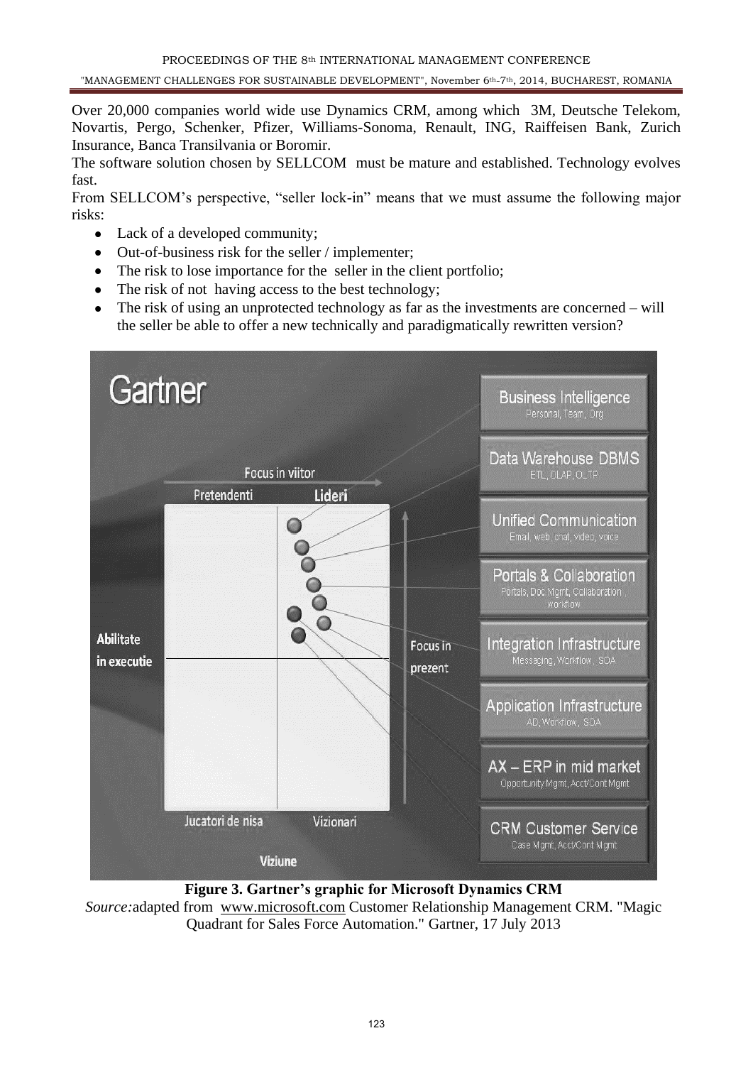Over 20,000 companies world wide use Dynamics CRM, among which 3M, Deutsche Telekom, Novartis, Pergo, Schenker, Pfizer, Williams-Sonoma, Renault, ING, Raiffeisen Bank, Zurich Insurance, Banca Transilvania or Boromir.

The software solution chosen by SELLCOM must be mature and established. Technology evolves fast.

From SELLCOM's perspective, "seller lock-in" means that we must assume the following major risks:

- Lack of a developed community;
- Out-of-business risk for the seller / implementer;
- The risk to lose importance for the seller in the client portfolio;
- The risk of not having access to the best technology;
- The risk of using an unprotected technology as far as the investments are concerned – will the seller be able to offer a new technically and paradigmatically rewritten version?

**Figure 3. Gartner's graphic for Microsoft Dynamics CRM**

*Source:*adapted from www.microsoft.com Customer Relationship Management CRM. "Magic Quadrant for Sales Force Automation." Gartner, 17 July 2013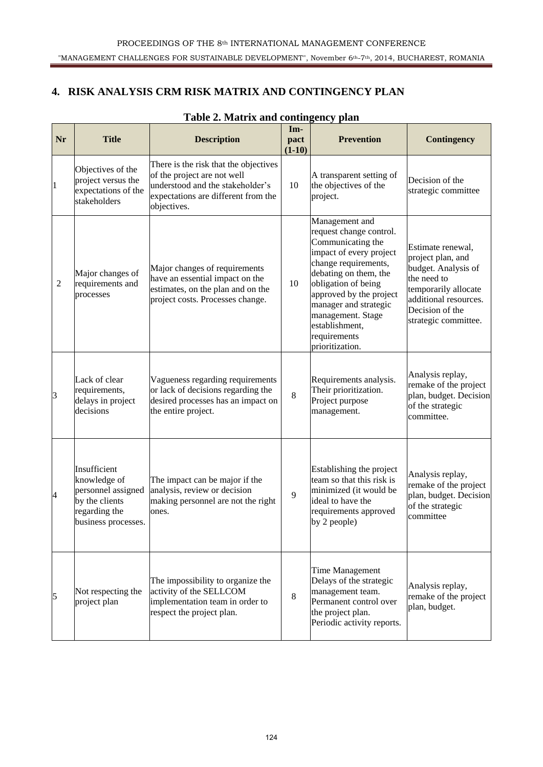## 4. RISK ANALYSIS CRM RISK MATRIX AND CONTINGENCY PLAN

**Table 2. Matrix and contingency plan**

| Nr | Title | Description | Im-pact (1-10) | Prevention | Contingency |
|---|---|---|---|---|---|
| 1 | Objectives of the project versus the expectations of the stakeholders | There is the risk that the objectives of the project are not well understood and the stakeholder's expectations are different from the objectives. | 10 | A transparent setting of the objectives of the project. | Decision of the strategic committee |
| 2 | Major changes of requirements and processes | Major changes of requirements have an essential impact on the estimates, on the plan and on the project costs. Processes change. | 10 | Management and request change control. Communicating the impact of every project change requirements, debating on them, the obligation of being approved by the project manager and strategic management. Stage establishment, requirements prioritization. | Estimate renewal, project plan, and budget. Analysis of the need to temporarily allocate additional resources. Decision of the strategic committee. |
| 3 | Lack of clear requirements, delays in project decisions | Vagueness regarding requirements or lack of decisions regarding the desired processes has an impact on the entire project. | 8 | Requirements analysis. Their prioritization. Project purpose management. | Analysis replay, remake of the project plan, budget. Decision of the strategic committee. |
| 4 | Insufficient knowledge of personnel assigned by the clients regarding the business processes. | The impact can be major if the analysis, review or decision making personnel are not the right ones. | 9 | Establishing the project team so that this risk is minimized (it would be ideal to have the requirements approved by 2 people) | Analysis replay, remake of the project plan, budget. Decision of the strategic committee |
| 5 | Not respecting the project plan | The impossibility to organize the activity of the SELLCOM implementation team in order to respect the project plan. | 8 | Time Management Delays of the strategic management team. Permanent control over the project plan. Periodic activity reports. | Analysis replay, remake of the project plan, budget. |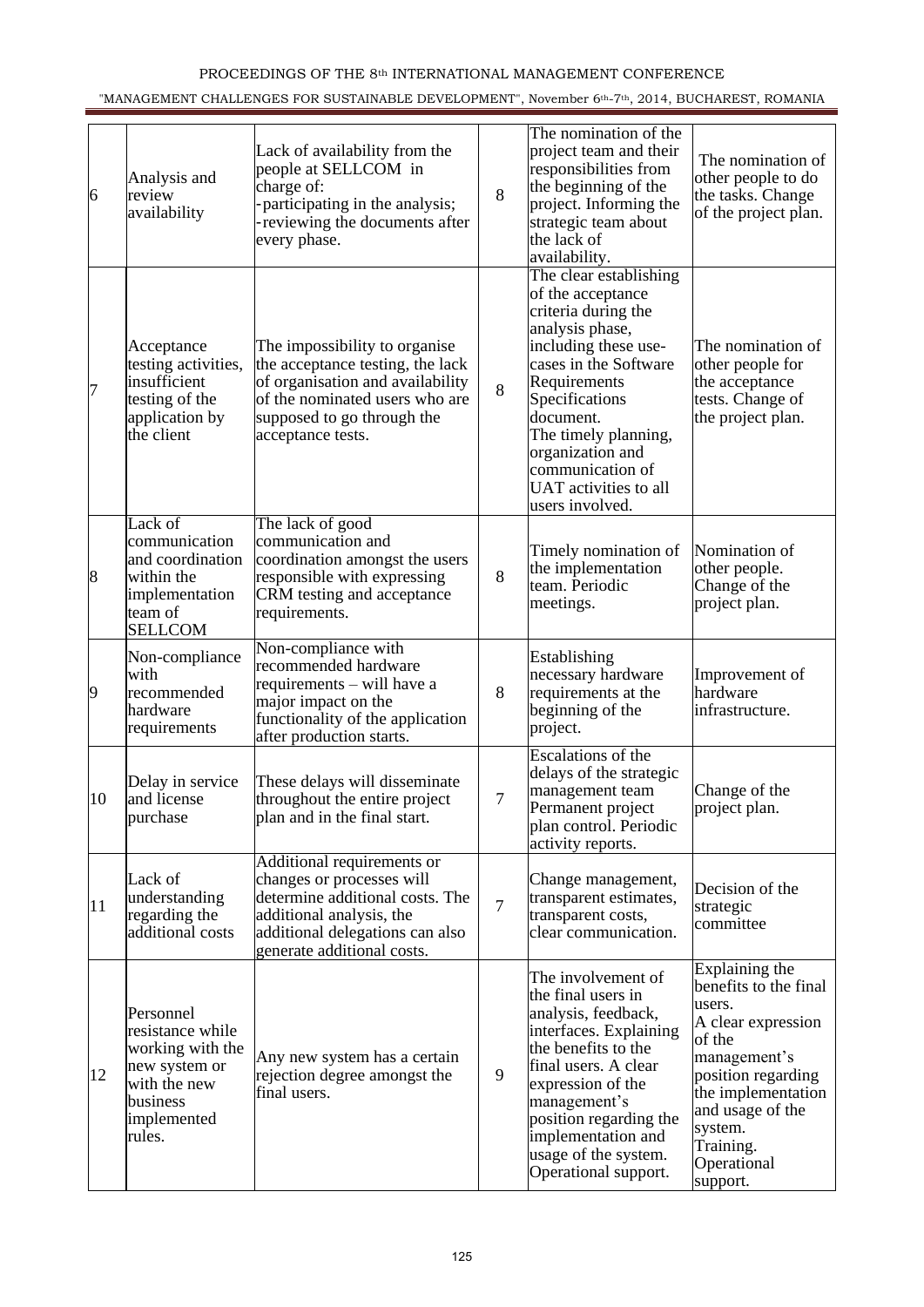| 6 | Analysis and review availability | Lack of availability from the people at SELLCOM in charge of: -participating in the analysis; -reviewing the documents after every phase. | 8 | The nomination of the project team and their responsibilities from the beginning of the project. Informing the strategic team about the lack of availability. | The nomination of other people to do the tasks. Change of the project plan. |
|---|---|---|---|---|---|
| 7 | Acceptance testing activities, insufficient testing of the application by the client | The impossibility to organise the acceptance testing, the lack of organisation and availability of the nominated users who are supposed to go through the acceptance tests. | 8 | The clear establishing of the acceptance criteria during the analysis phase, including these use-cases in the Software Requirements Specifications document. The timely planning, organization and communication of UAT activities to all users involved. | The nomination of other people for the acceptance tests. Change of the project plan. |
| 8 | Lack of communication and coordination within the implementation team of SELLCOM | The lack of good communication and coordination amongst the users responsible with expressing CRM testing and acceptance requirements. | 8 | Timely nomination of the implementation team. Periodic meetings. | Nomination of other people. Change of the project plan. |
| 9 | Non-compliance with recommended hardware requirements | Non-compliance with recommended hardware requirements – will have a major impact on the functionality of the application after production starts. | 8 | Establishing necessary hardware requirements at the beginning of the project. | Improvement of hardware infrastructure. |
| 10 | Delay in service and license purchase | These delays will disseminate throughout the entire project plan and in the final start. | 7 | Escalations of the delays of the strategic management team Permanent project plan control. Periodic activity reports. | Change of the project plan. |
| 11 | Lack of understanding regarding the additional costs | Additional requirements or changes or processes will determine additional costs. The additional analysis, the additional delegations can also generate additional costs. | 7 | Change management, transparent estimates, transparent costs, clear communication. | Decision of the strategic committee |
| 12 | Personnel resistance while working with the new system or with the new business implemented rules. | Any new system has a certain rejection degree amongst the final users. | 9 | The involvement of the final users in analysis, feedback, interfaces. Explaining the benefits to the final users. A clear expression of the management's position regarding the implementation and usage of the system. Operational support. | Explaining the benefits to the final users. A clear expression of the management's position regarding the implementation and usage of the system. Training. Operational support. |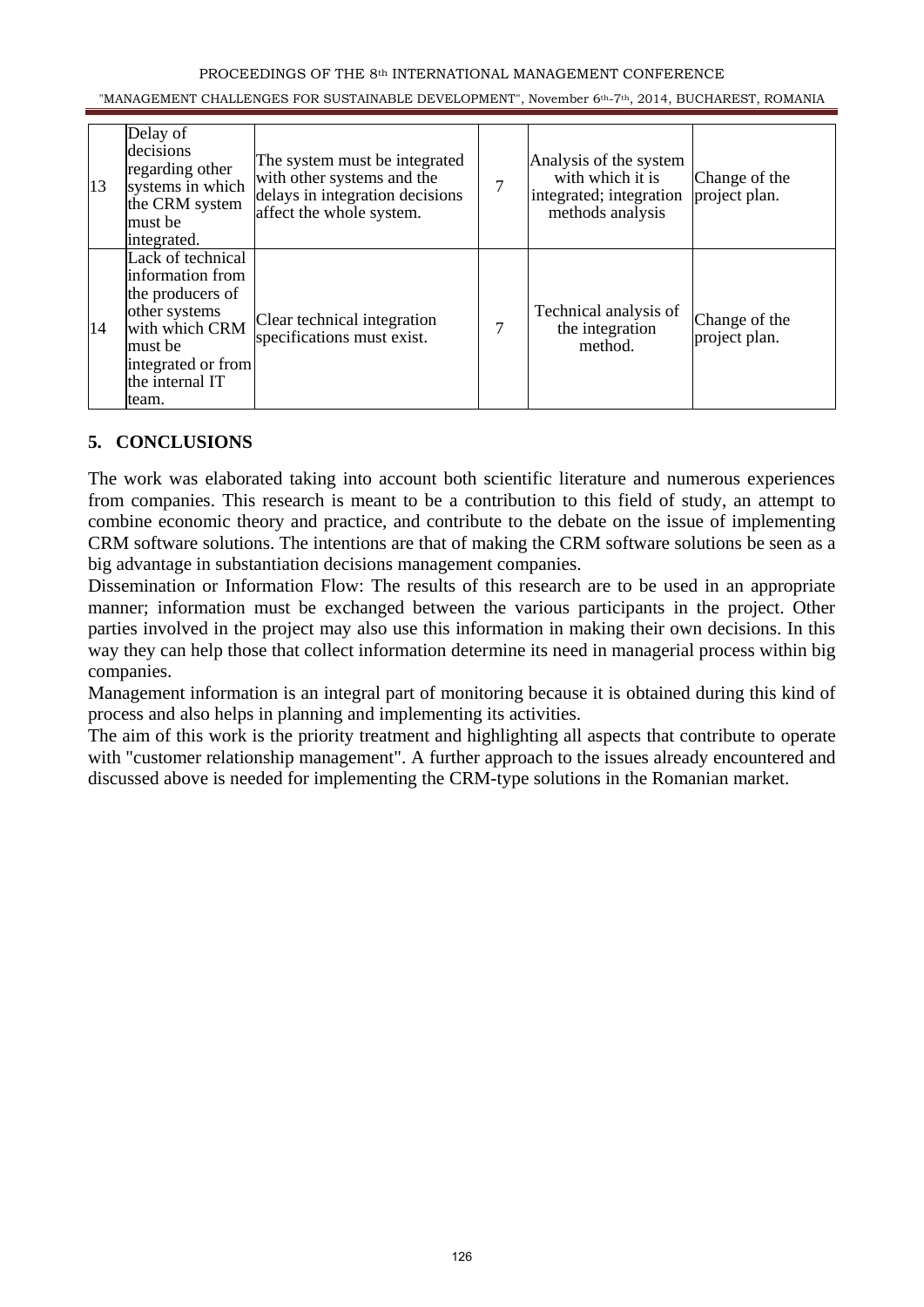| 13 | Delay of decisions regarding other systems in which the CRM system must be integrated. | The system must be integrated with other systems and the delays in integration decisions affect the whole system. | 7 | Analysis of the system with which it is integrated; integration methods analysis | Change of the project plan. |
|---|---|---|---|---|---|
| 14 | Lack of technical information from the producers of other systems with which CRM must be integrated or from the internal IT team. | Clear technical integration specifications must exist. | 7 | Technical analysis of the integration method. | Change of the project plan. |

## 5. CONCLUSIONS

The work was elaborated taking into account both scientific literature and numerous experiences from companies. This research is meant to be a contribution to this field of study, an attempt to combine economic theory and practice, and contribute to the debate on the issue of implementing CRM software solutions. The intentions are that of making the CRM software solutions be seen as a big advantage in substantiation decisions management companies.

Dissemination or Information Flow: The results of this research are to be used in an appropriate manner; information must be exchanged between the various participants in the project. Other parties involved in the project may also use this information in making their own decisions. In this way they can help those that collect information determine its need in managerial process within big companies.

Management information is an integral part of monitoring because it is obtained during this kind of process and also helps in planning and implementing its activities.

The aim of this work is the priority treatment and highlighting all aspects that contribute to operate with "customer relationship management". A further approach to the issues already encountered and discussed above is needed for implementing the CRM-type solutions in the Romanian market.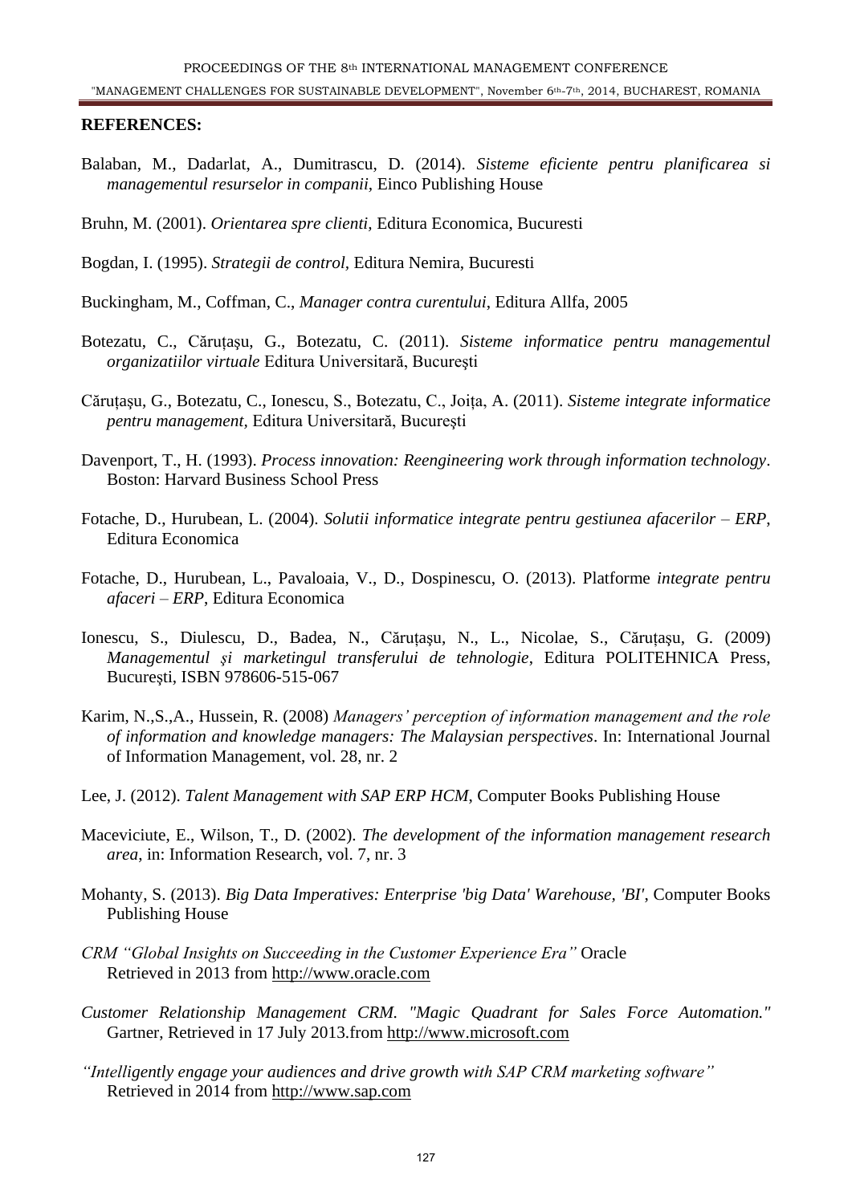## REFERENCES:

Balaban, M., Dadarlat, A., Dumitrascu, D. (2014). *Sisteme eficiente pentru planificarea si managementul resurselor in companii*, Einco Publishing House

Bruhn, M. (2001). *Orientarea spre clienti*, Editura Economica, Bucuresti

Bogdan, I. (1995). *Strategii de control*, Editura Nemira, Bucuresti

Buckingham, M., Coffman, C., *Manager contra curentului*, Editura Allfa, 2005

Botezatu, C., Căruțaşu, G., Botezatu, C. (2011). *Sisteme informatice pentru managementul organizatiilor virtuale* Editura Universitară, Bucureşti

Căruțaşu, G., Botezatu, C., Ionescu, S., Botezatu, C., Joița, A. (2011). *Sisteme integrate informatice pentru management*, Editura Universitară, Bucureşti

Davenport, T., H. (1993). *Process innovation: Reengineering work through information technology*. Boston: Harvard Business School Press

Fotache, D., Hurubean, L. (2004). *Solutii informatice integrate pentru gestiunea afacerilor – ERP*, Editura Economica

Fotache, D., Hurubean, L., Pavaloaia, V., D., Dospinescu, O. (2013). Platforme *integrate pentru afaceri – ERP*, Editura Economica

Ionescu, S., Diulescu, D., Badea, N., Căruțaşu, N., L., Nicolae, S., Căruțaşu, G. (2009) *Managementul şi marketingul transferului de tehnologie*, Editura POLITEHNICA Press, Bucureşti, ISBN 978606-515-067

Karim, N.,S.,A., Hussein, R. (2008) *Managers' perception of information management and the role of information and knowledge managers: The Malaysian perspectives*. In: International Journal of Information Management, vol. 28, nr. 2

Lee, J. (2012). *Talent Management with SAP ERP HCM*, Computer Books Publishing House

Maceviciute, E., Wilson, T., D. (2002). *The development of the information management research area*, in: Information Research, vol. 7, nr. 3

Mohanty, S. (2013). *Big Data Imperatives: Enterprise 'big Data' Warehouse, 'BI'*, Computer Books Publishing House

*CRM "Global Insights on Succeeding in the Customer Experience Era"* Oracle Retrieved in 2013 from http://www.oracle.com

*Customer Relationship Management CRM. "Magic Quadrant for Sales Force Automation."* Gartner, Retrieved in 17 July 2013.from http://www.microsoft.com

*"Intelligently engage your audiences and drive growth with SAP CRM marketing software"* Retrieved in 2014 from http://www.sap.com